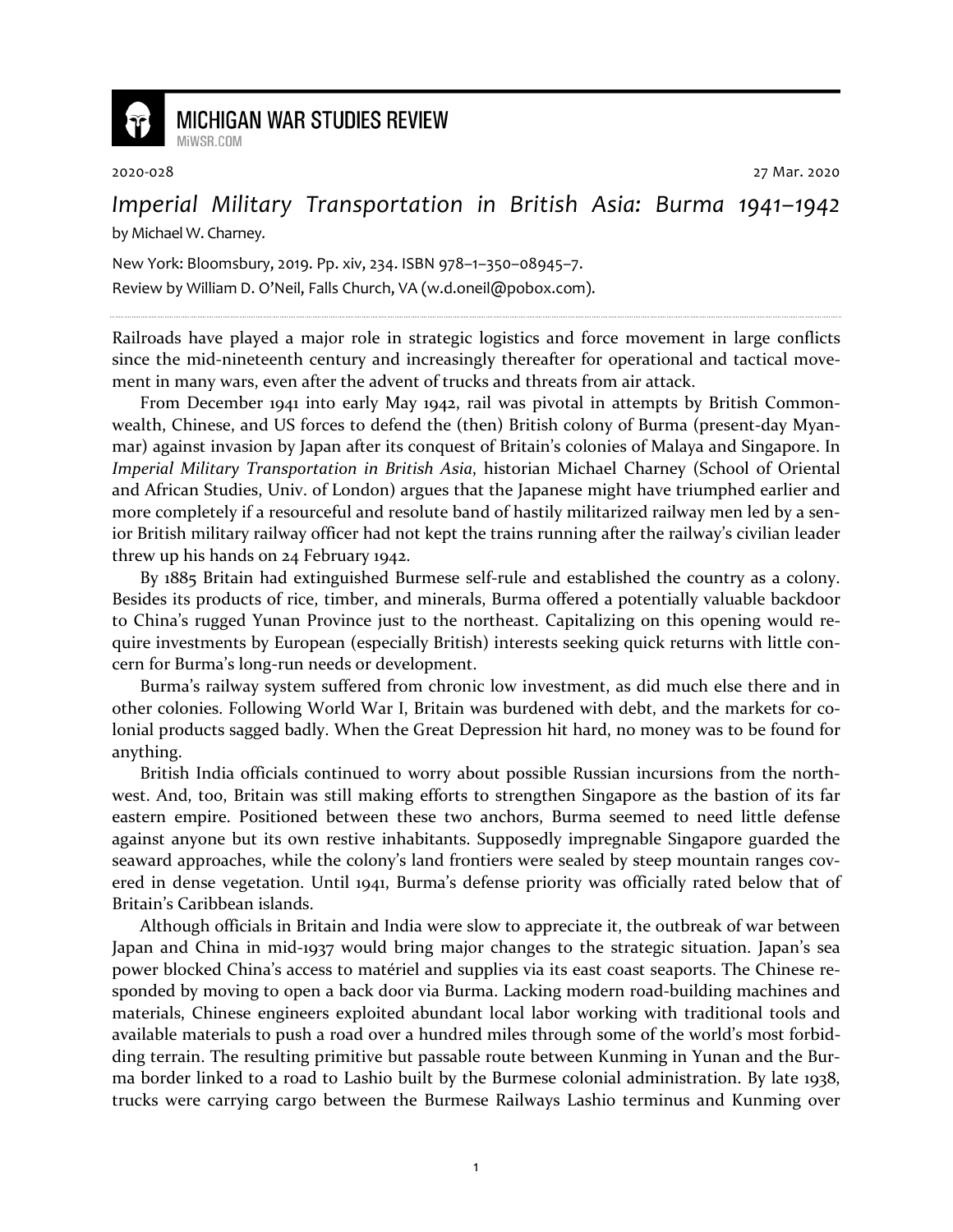MICHIGAN WAR STUDIES REVIEW
MiWSR.COM

2020-028 27 Mar. 2020

# *Imperial Military Transportation in British Asia: Burma 1941–1942*

by Michael W. Charney.

New York: Bloomsbury, 2019. Pp. xiv, 234. ISBN 978–1–350–08945–7.
Review by William D. O'Neil, Falls Church, VA (w.d.oneil@pobox.com).

---

Railroads have played a major role in strategic logistics and force movement in large conflicts since the mid-nineteenth century and increasingly thereafter for operational and tactical movement in many wars, even after the advent of trucks and threats from air attack.

From December 1941 into early May 1942, rail was pivotal in attempts by British Commonwealth, Chinese, and US forces to defend the (then) British colony of Burma (present-day Myanmar) against invasion by Japan after its conquest of Britain's colonies of Malaya and Singapore. In *Imperial Military Transportation in British Asia*, historian Michael Charney (School of Oriental and African Studies, Univ. of London) argues that the Japanese might have triumphed earlier and more completely if a resourceful and resolute band of hastily militarized railway men led by a senior British military railway officer had not kept the trains running after the railway's civilian leader threw up his hands on 24 February 1942.

By 1885 Britain had extinguished Burmese self-rule and established the country as a colony. Besides its products of rice, timber, and minerals, Burma offered a potentially valuable backdoor to China's rugged Yunan Province just to the northeast. Capitalizing on this opening would require investments by European (especially British) interests seeking quick returns with little concern for Burma's long-run needs or development.

Burma's railway system suffered from chronic low investment, as did much else there and in other colonies. Following World War I, Britain was burdened with debt, and the markets for colonial products sagged badly. When the Great Depression hit hard, no money was to be found for anything.

British India officials continued to worry about possible Russian incursions from the northwest. And, too, Britain was still making efforts to strengthen Singapore as the bastion of its far eastern empire. Positioned between these two anchors, Burma seemed to need little defense against anyone but its own restive inhabitants. Supposedly impregnable Singapore guarded the seaward approaches, while the colony's land frontiers were sealed by steep mountain ranges covered in dense vegetation. Until 1941, Burma's defense priority was officially rated below that of Britain's Caribbean islands.

Although officials in Britain and India were slow to appreciate it, the outbreak of war between Japan and China in mid-1937 would bring major changes to the strategic situation. Japan's sea power blocked China's access to matériel and supplies via its east coast seaports. The Chinese responded by moving to open a back door via Burma. Lacking modern road-building machines and materials, Chinese engineers exploited abundant local labor working with traditional tools and available materials to push a road over a hundred miles through some of the world's most forbidding terrain. The resulting primitive but passable route between Kunming in Yunan and the Burma border linked to a road to Lashio built by the Burmese colonial administration. By late 1938, trucks were carrying cargo between the Burmese Railways Lashio terminus and Kunming over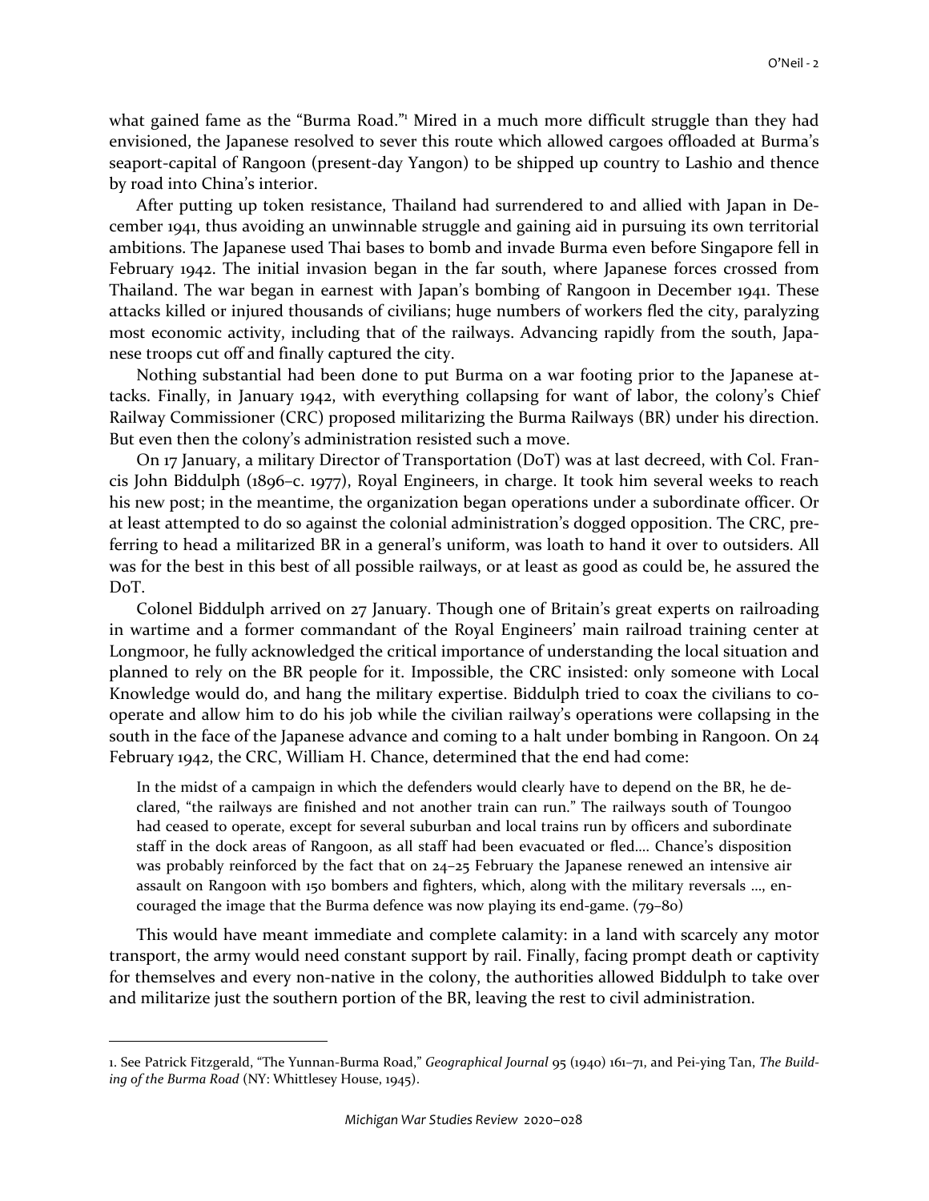what gained fame as the "Burma Road."[1] Mired in a much more difficult struggle than they had envisioned, the Japanese resolved to sever this route which allowed cargoes offloaded at Burma's seaport-capital of Rangoon (present-day Yangon) to be shipped up country to Lashio and thence by road into China's interior.

After putting up token resistance, Thailand had surrendered to and allied with Japan in December 1941, thus avoiding an unwinnable struggle and gaining aid in pursuing its own territorial ambitions. The Japanese used Thai bases to bomb and invade Burma even before Singapore fell in February 1942. The initial invasion began in the far south, where Japanese forces crossed from Thailand. The war began in earnest with Japan's bombing of Rangoon in December 1941. These attacks killed or injured thousands of civilians; huge numbers of workers fled the city, paralyzing most economic activity, including that of the railways. Advancing rapidly from the south, Japanese troops cut off and finally captured the city.

Nothing substantial had been done to put Burma on a war footing prior to the Japanese attacks. Finally, in January 1942, with everything collapsing for want of labor, the colony's Chief Railway Commissioner (CRC) proposed militarizing the Burma Railways (BR) under his direction. But even then the colony's administration resisted such a move.

On 17 January, a military Director of Transportation (DoT) was at last decreed, with Col. Francis John Biddulph (1896–c. 1977), Royal Engineers, in charge. It took him several weeks to reach his new post; in the meantime, the organization began operations under a subordinate officer. Or at least attempted to do so against the colonial administration's dogged opposition. The CRC, preferring to head a militarized BR in a general's uniform, was loath to hand it over to outsiders. All was for the best in this best of all possible railways, or at least as good as could be, he assured the DoT.

Colonel Biddulph arrived on 27 January. Though one of Britain's great experts on railroading in wartime and a former commandant of the Royal Engineers' main railroad training center at Longmoor, he fully acknowledged the critical importance of understanding the local situation and planned to rely on the BR people for it. Impossible, the CRC insisted: only someone with Local Knowledge would do, and hang the military expertise. Biddulph tried to coax the civilians to cooperate and allow him to do his job while the civilian railway's operations were collapsing in the south in the face of the Japanese advance and coming to a halt under bombing in Rangoon. On 24 February 1942, the CRC, William H. Chance, determined that the end had come:

> In the midst of a campaign in which the defenders would clearly have to depend on the BR, he declared, "the railways are finished and not another train can run." The railways south of Toungoo had ceased to operate, except for several suburban and local trains run by officers and subordinate staff in the dock areas of Rangoon, as all staff had been evacuated or fled.... Chance's disposition was probably reinforced by the fact that on 24–25 February the Japanese renewed an intensive air assault on Rangoon with 150 bombers and fighters, which, along with the military reversals ..., encouraged the image that the Burma defence was now playing its end-game. (79–80)

This would have meant immediate and complete calamity: in a land with scarcely any motor transport, the army would need constant support by rail. Finally, facing prompt death or captivity for themselves and every non-native in the colony, the authorities allowed Biddulph to take over and militarize just the southern portion of the BR, leaving the rest to civil administration.

---

1. See Patrick Fitzgerald, "The Yunnan-Burma Road," *Geographical Journal* 95 (1940) 161–71, and Pei-ying Tan, *The Building of the Burma Road* (NY: Whittlesey House, 1945).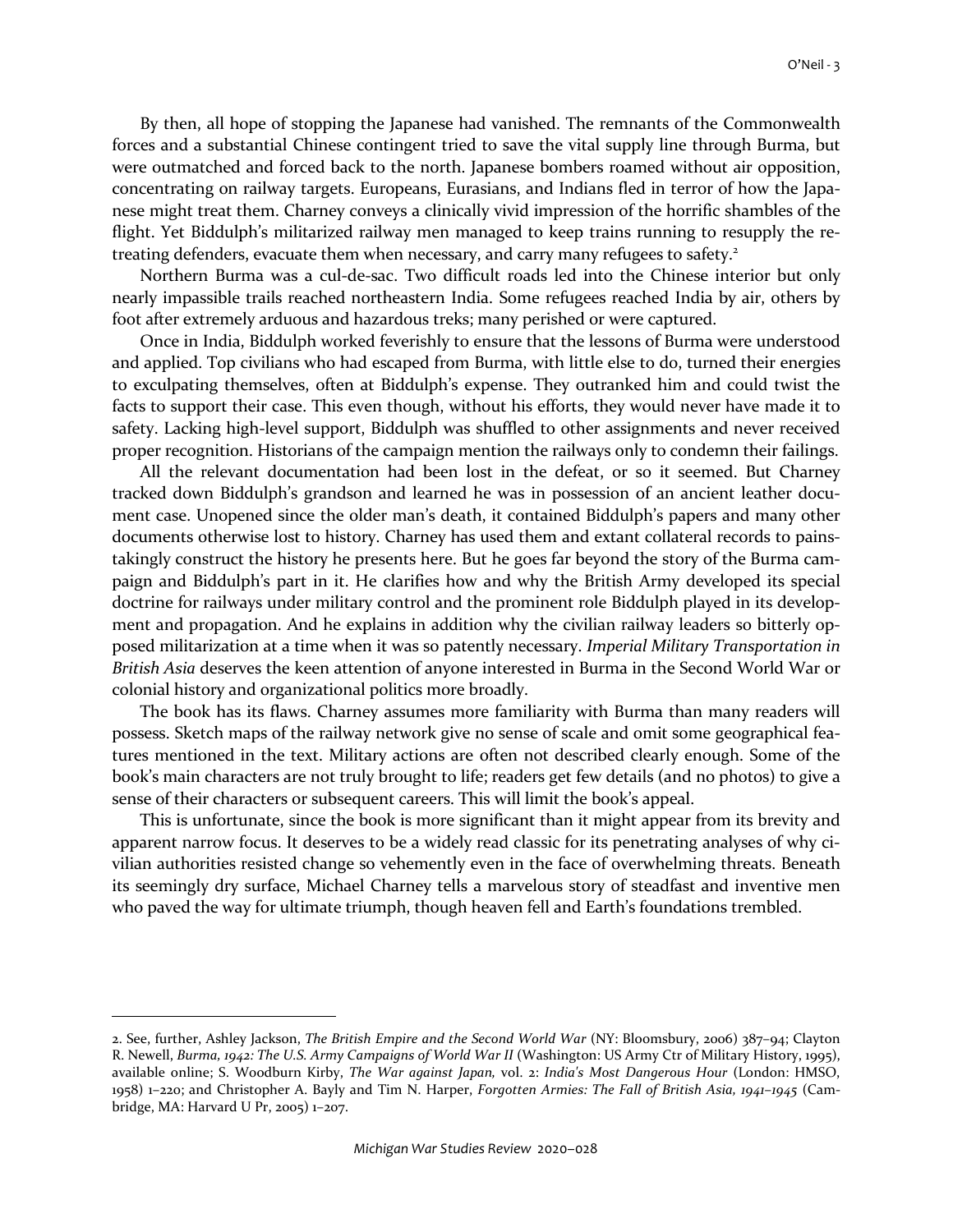By then, all hope of stopping the Japanese had vanished. The remnants of the Commonwealth forces and a substantial Chinese contingent tried to save the vital supply line through Burma, but were outmatched and forced back to the north. Japanese bombers roamed without air opposition, concentrating on railway targets. Europeans, Eurasians, and Indians fled in terror of how the Japanese might treat them. Charney conveys a clinically vivid impression of the horrific shambles of the flight. Yet Biddulph's militarized railway men managed to keep trains running to resupply the retreating defenders, evacuate them when necessary, and carry many refugees to safety.[2]

Northern Burma was a cul-de-sac. Two difficult roads led into the Chinese interior but only nearly impassible trails reached northeastern India. Some refugees reached India by air, others by foot after extremely arduous and hazardous treks; many perished or were captured.

Once in India, Biddulph worked feverishly to ensure that the lessons of Burma were understood and applied. Top civilians who had escaped from Burma, with little else to do, turned their energies to exculpating themselves, often at Biddulph's expense. They outranked him and could twist the facts to support their case. This even though, without his efforts, they would never have made it to safety. Lacking high-level support, Biddulph was shuffled to other assignments and never received proper recognition. Historians of the campaign mention the railways only to condemn their failings.

All the relevant documentation had been lost in the defeat, or so it seemed. But Charney tracked down Biddulph's grandson and learned he was in possession of an ancient leather document case. Unopened since the older man's death, it contained Biddulph's papers and many other documents otherwise lost to history. Charney has used them and extant collateral records to painstakingly construct the history he presents here. But he goes far beyond the story of the Burma campaign and Biddulph's part in it. He clarifies how and why the British Army developed its special doctrine for railways under military control and the prominent role Biddulph played in its development and propagation. And he explains in addition why the civilian railway leaders so bitterly opposed militarization at a time when it was so patently necessary. *Imperial Military Transportation in British Asia* deserves the keen attention of anyone interested in Burma in the Second World War or colonial history and organizational politics more broadly.

The book has its flaws. Charney assumes more familiarity with Burma than many readers will possess. Sketch maps of the railway network give no sense of scale and omit some geographical features mentioned in the text. Military actions are often not described clearly enough. Some of the book's main characters are not truly brought to life; readers get few details (and no photos) to give a sense of their characters or subsequent careers. This will limit the book's appeal.

This is unfortunate, since the book is more significant than it might appear from its brevity and apparent narrow focus. It deserves to be a widely read classic for its penetrating analyses of why civilian authorities resisted change so vehemently even in the face of overwhelming threats. Beneath its seemingly dry surface, Michael Charney tells a marvelous story of steadfast and inventive men who paved the way for ultimate triumph, though heaven fell and Earth's foundations trembled.

---

2. See, further, Ashley Jackson, *The British Empire and the Second World War* (NY: Bloomsbury, 2006) 387–94; Clayton R. Newell, *Burma, 1942: The U.S. Army Campaigns of World War II* (Washington: US Army Ctr of Military History, 1995), available online; S. Woodburn Kirby, *The War against Japan,* vol. 2: *India's Most Dangerous Hour* (London: HMSO, 1958) 1–220; and Christopher A. Bayly and Tim N. Harper, *Forgotten Armies: The Fall of British Asia, 1941–1945* (Cambridge, MA: Harvard U Pr, 2005) 1–207.